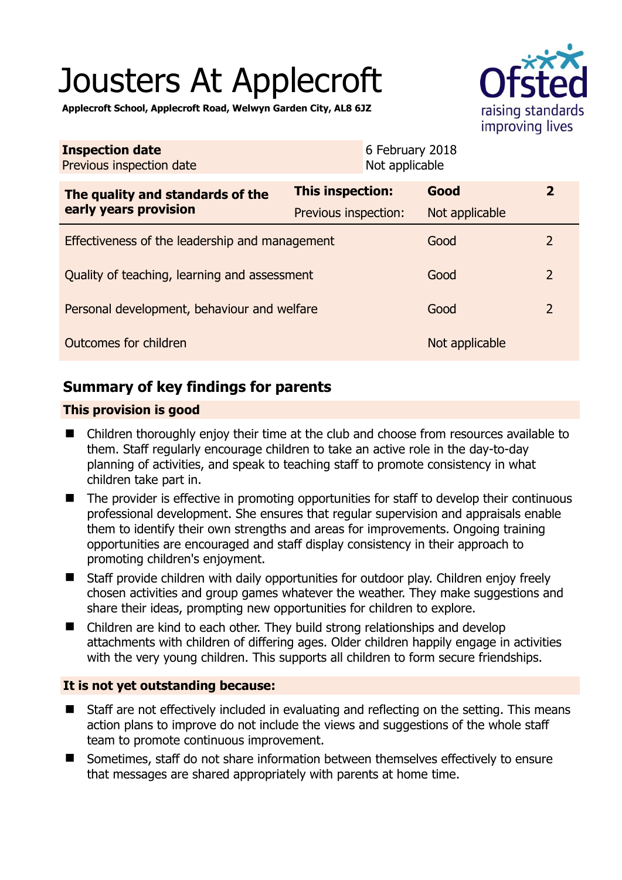# Jousters At Applecroft

**Applecroft School, Applecroft Road, Welwyn Garden City, AL8 6JZ**

| **Inspection date** | 6 February 2018 |
|---|---|
| Previous inspection date | Not applicable |

| **The quality and standards of the early years provision** | **This inspection:** | **Good** | **2** |
|---|---|---|---|
| | Previous inspection: | Not applicable | |
| Effectiveness of the leadership and management | | Good | 2 |
| Quality of teaching, learning and assessment | | Good | 2 |
| Personal development, behaviour and welfare | | Good | 2 |
| Outcomes for children | | Not applicable | |

## Summary of key findings for parents

### This provision is good

- Children thoroughly enjoy their time at the club and choose from resources available to them. Staff regularly encourage children to take an active role in the day-to-day planning of activities, and speak to teaching staff to promote consistency in what children take part in.
- The provider is effective in promoting opportunities for staff to develop their continuous professional development. She ensures that regular supervision and appraisals enable them to identify their own strengths and areas for improvements. Ongoing training opportunities are encouraged and staff display consistency in their approach to promoting children's enjoyment.
- Staff provide children with daily opportunities for outdoor play. Children enjoy freely chosen activities and group games whatever the weather. They make suggestions and share their ideas, prompting new opportunities for children to explore.
- Children are kind to each other. They build strong relationships and develop attachments with children of differing ages. Older children happily engage in activities with the very young children. This supports all children to form secure friendships.

### It is not yet outstanding because:

- Staff are not effectively included in evaluating and reflecting on the setting. This means action plans to improve do not include the views and suggestions of the whole staff team to promote continuous improvement.
- Sometimes, staff do not share information between themselves effectively to ensure that messages are shared appropriately with parents at home time.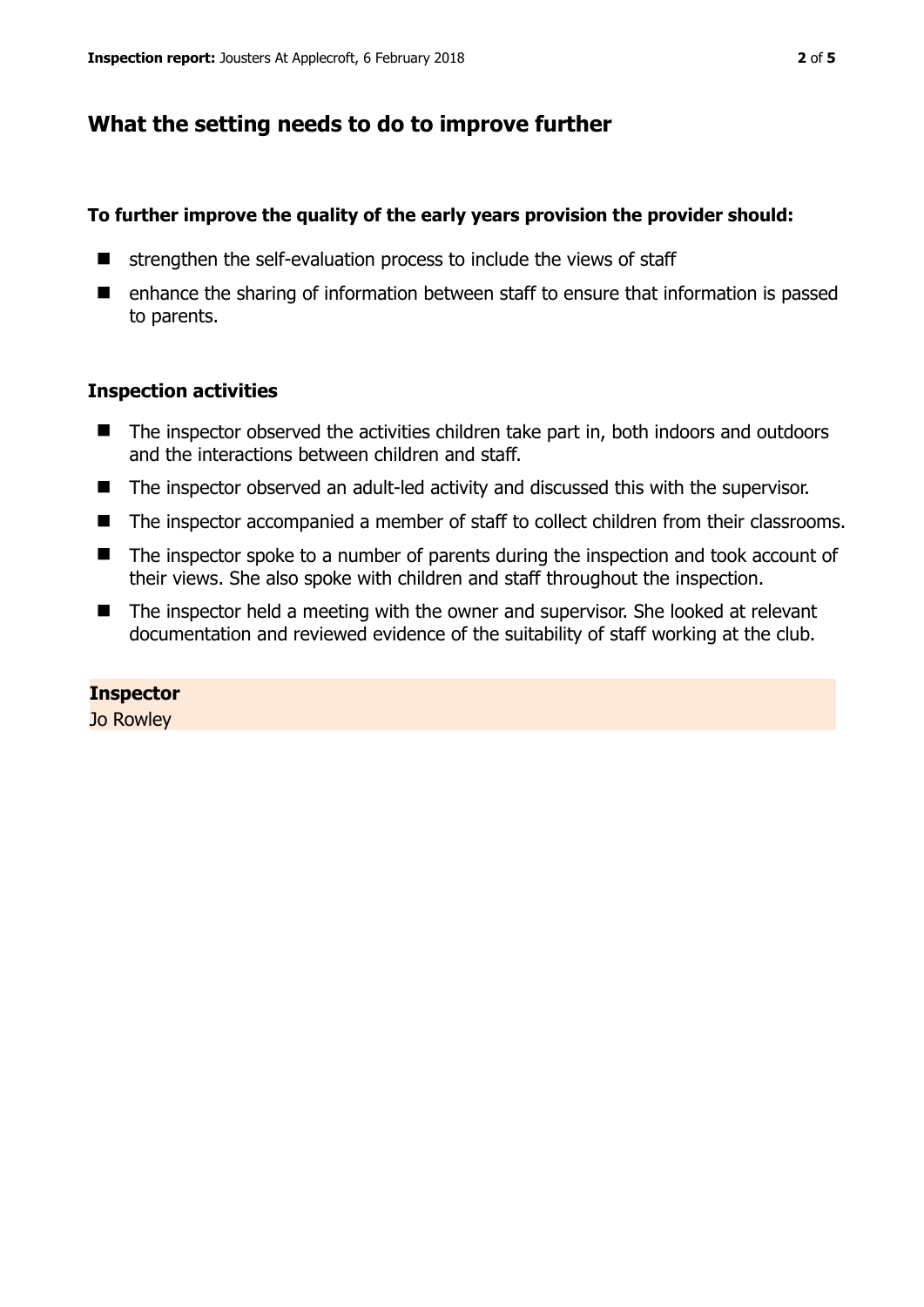## What the setting needs to do to improve further

**To further improve the quality of the early years provision the provider should:**

- strengthen the self-evaluation process to include the views of staff
- enhance the sharing of information between staff to ensure that information is passed to parents.

### Inspection activities

- The inspector observed the activities children take part in, both indoors and outdoors and the interactions between children and staff.
- The inspector observed an adult-led activity and discussed this with the supervisor.
- The inspector accompanied a member of staff to collect children from their classrooms.
- The inspector spoke to a number of parents during the inspection and took account of their views. She also spoke with children and staff throughout the inspection.
- The inspector held a meeting with the owner and supervisor. She looked at relevant documentation and reviewed evidence of the suitability of staff working at the club.

**Inspector**
Jo Rowley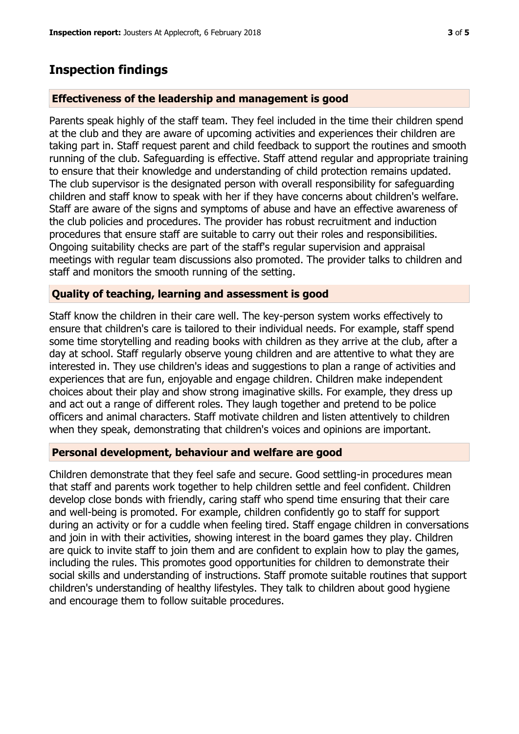## Inspection findings

### Effectiveness of the leadership and management is good

Parents speak highly of the staff team. They feel included in the time their children spend at the club and they are aware of upcoming activities and experiences their children are taking part in. Staff request parent and child feedback to support the routines and smooth running of the club. Safeguarding is effective. Staff attend regular and appropriate training to ensure that their knowledge and understanding of child protection remains updated. The club supervisor is the designated person with overall responsibility for safeguarding children and staff know to speak with her if they have concerns about children's welfare. Staff are aware of the signs and symptoms of abuse and have an effective awareness of the club policies and procedures. The provider has robust recruitment and induction procedures that ensure staff are suitable to carry out their roles and responsibilities. Ongoing suitability checks are part of the staff's regular supervision and appraisal meetings with regular team discussions also promoted. The provider talks to children and staff and monitors the smooth running of the setting.

### Quality of teaching, learning and assessment is good

Staff know the children in their care well. The key-person system works effectively to ensure that children's care is tailored to their individual needs. For example, staff spend some time storytelling and reading books with children as they arrive at the club, after a day at school. Staff regularly observe young children and are attentive to what they are interested in. They use children's ideas and suggestions to plan a range of activities and experiences that are fun, enjoyable and engage children. Children make independent choices about their play and show strong imaginative skills. For example, they dress up and act out a range of different roles. They laugh together and pretend to be police officers and animal characters. Staff motivate children and listen attentively to children when they speak, demonstrating that children's voices and opinions are important.

### Personal development, behaviour and welfare are good

Children demonstrate that they feel safe and secure. Good settling-in procedures mean that staff and parents work together to help children settle and feel confident. Children develop close bonds with friendly, caring staff who spend time ensuring that their care and well-being is promoted. For example, children confidently go to staff for support during an activity or for a cuddle when feeling tired. Staff engage children in conversations and join in with their activities, showing interest in the board games they play. Children are quick to invite staff to join them and are confident to explain how to play the games, including the rules. This promotes good opportunities for children to demonstrate their social skills and understanding of instructions. Staff promote suitable routines that support children's understanding of healthy lifestyles. They talk to children about good hygiene and encourage them to follow suitable procedures.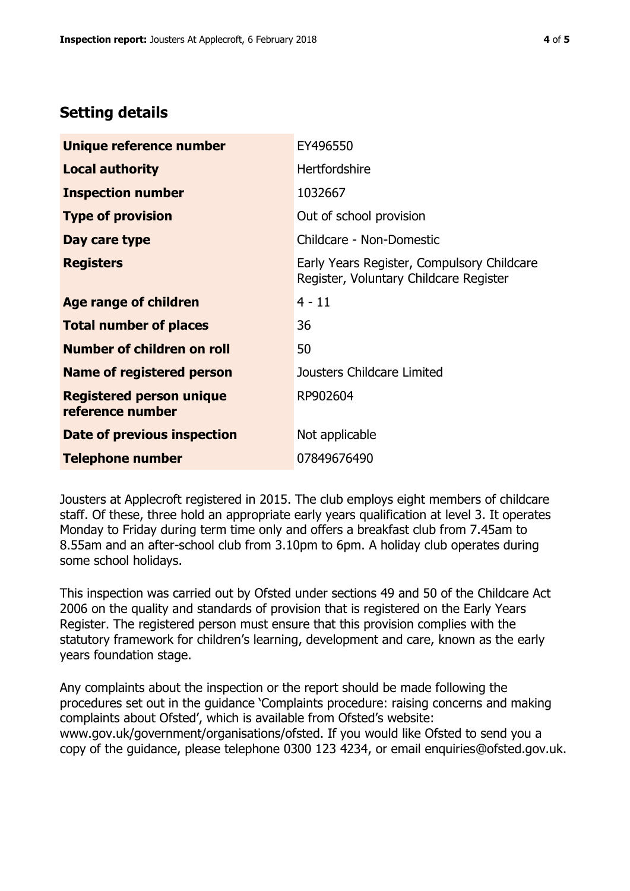## Setting details

| | |
|---|---|
| **Unique reference number** | EY496550 |
| **Local authority** | Hertfordshire |
| **Inspection number** | 1032667 |
| **Type of provision** | Out of school provision |
| **Day care type** | Childcare - Non-Domestic |
| **Registers** | Early Years Register, Compulsory Childcare Register, Voluntary Childcare Register |
| **Age range of children** | 4 - 11 |
| **Total number of places** | 36 |
| **Number of children on roll** | 50 |
| **Name of registered person** | Jousters Childcare Limited |
| **Registered person unique reference number** | RP902604 |
| **Date of previous inspection** | Not applicable |
| **Telephone number** | 07849676490 |

Jousters at Applecroft registered in 2015. The club employs eight members of childcare staff. Of these, three hold an appropriate early years qualification at level 3. It operates Monday to Friday during term time only and offers a breakfast club from 7.45am to 8.55am and an after-school club from 3.10pm to 6pm. A holiday club operates during some school holidays.

This inspection was carried out by Ofsted under sections 49 and 50 of the Childcare Act 2006 on the quality and standards of provision that is registered on the Early Years Register. The registered person must ensure that this provision complies with the statutory framework for children's learning, development and care, known as the early years foundation stage.

Any complaints about the inspection or the report should be made following the procedures set out in the guidance 'Complaints procedure: raising concerns and making complaints about Ofsted', which is available from Ofsted's website: www.gov.uk/government/organisations/ofsted. If you would like Ofsted to send you a copy of the guidance, please telephone 0300 123 4234, or email enquiries@ofsted.gov.uk.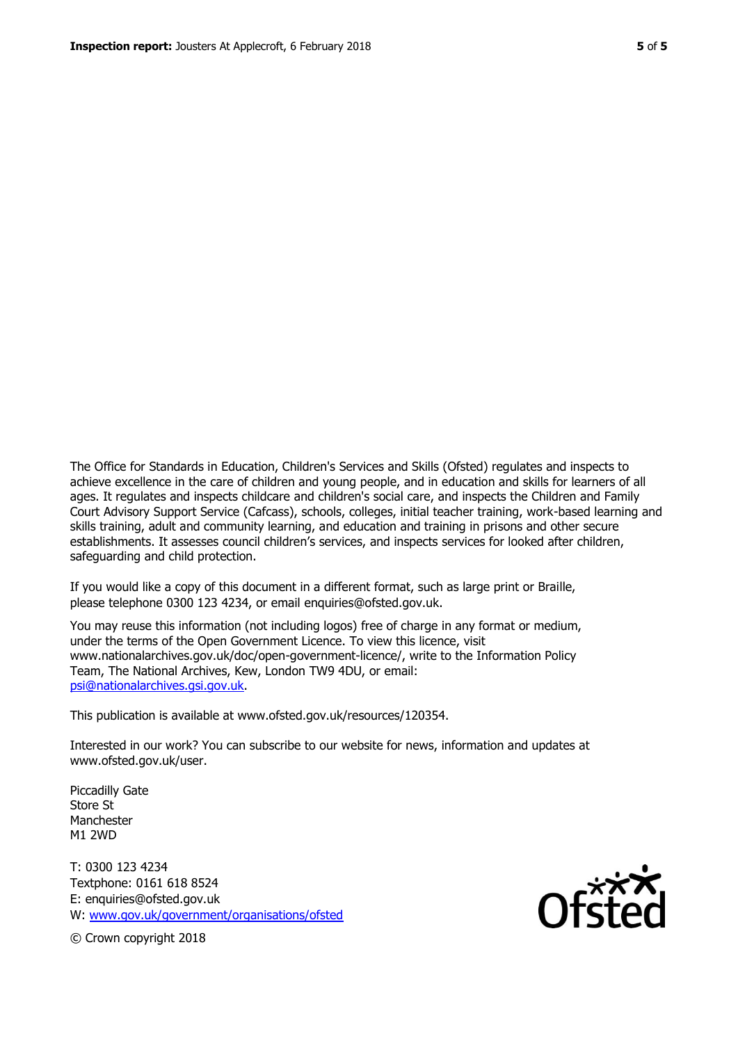The Office for Standards in Education, Children's Services and Skills (Ofsted) regulates and inspects to achieve excellence in the care of children and young people, and in education and skills for learners of all ages. It regulates and inspects childcare and children's social care, and inspects the Children and Family Court Advisory Support Service (Cafcass), schools, colleges, initial teacher training, work-based learning and skills training, adult and community learning, and education and training in prisons and other secure establishments. It assesses council children's services, and inspects services for looked after children, safeguarding and child protection.

If you would like a copy of this document in a different format, such as large print or Braille, please telephone 0300 123 4234, or email enquiries@ofsted.gov.uk.

You may reuse this information (not including logos) free of charge in any format or medium, under the terms of the Open Government Licence. To view this licence, visit www.nationalarchives.gov.uk/doc/open-government-licence/, write to the Information Policy Team, The National Archives, Kew, London TW9 4DU, or email: psi@nationalarchives.gsi.gov.uk.

This publication is available at www.ofsted.gov.uk/resources/120354.

Interested in our work? You can subscribe to our website for news, information and updates at www.ofsted.gov.uk/user.

Piccadilly Gate
Store St
Manchester
M1 2WD

T: 0300 123 4234
Textphone: 0161 618 8524
E: enquiries@ofsted.gov.uk
W: www.gov.uk/government/organisations/ofsted

© Crown copyright 2018